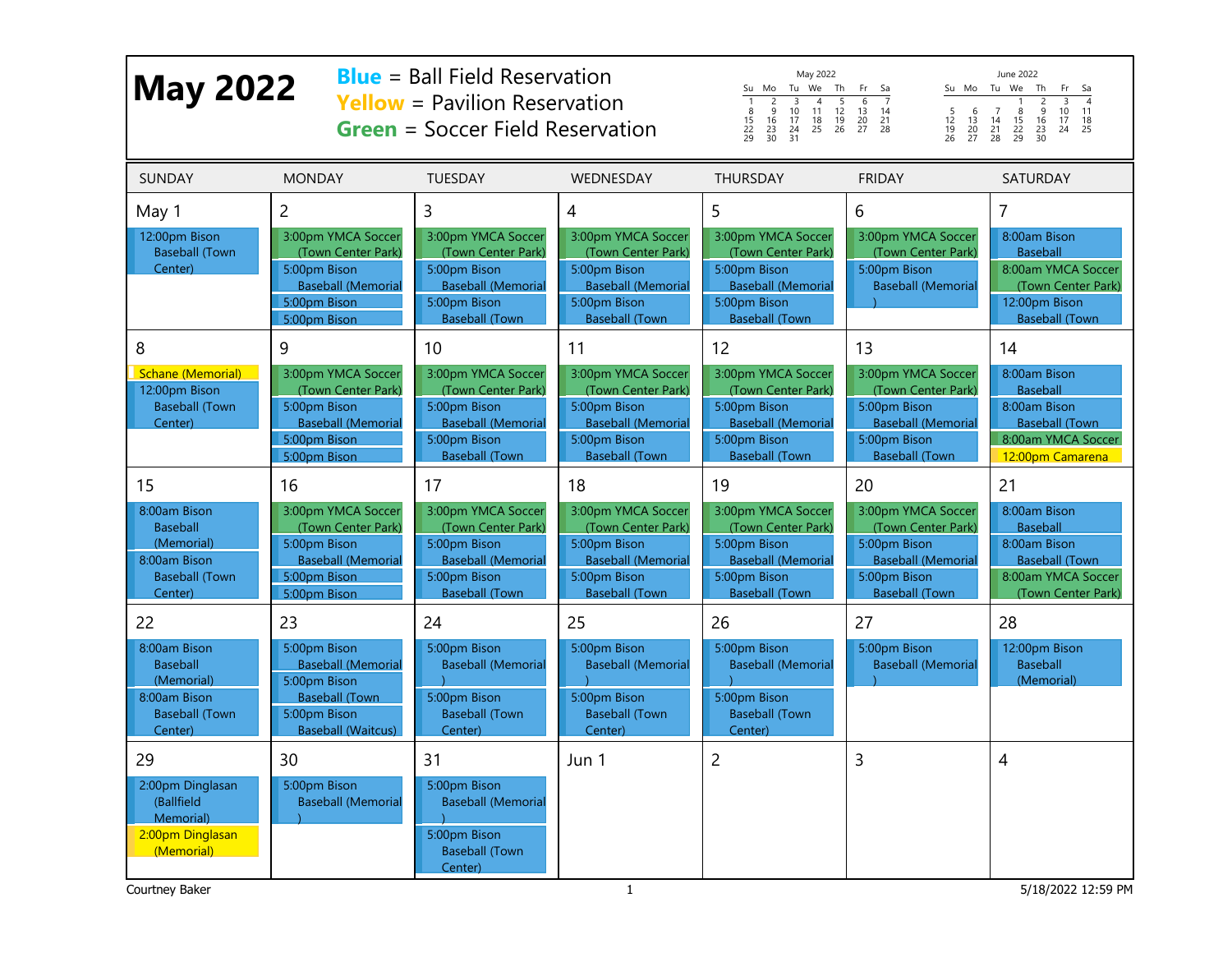# May 2022

**Blue** = Ball Field Reservation
**Yellow** = Pavilion Reservation
**Green** = Soccer Field Reservation

| May 2022 | | | | | | |
|---|---|---|---|---|---|---|
| Su | Mo | Tu | We | Th | Fr | Sa |
| 1 | 2 | 3 | 4 | 5 | 6 | 7 |
| 8 | 9 | 10 | 11 | 12 | 13 | 14 |
| 15 | 16 | 17 | 18 | 19 | 20 | 21 |
| 22 | 23 | 24 | 25 | 26 | 27 | 28 |
| 29 | 30 | 31 | | | | |

| June 2022 | | | | | | |
|---|---|---|---|---|---|---|
| Su | Mo | Tu | We | Th | Fr | Sa |
| | | | 1 | 2 | 3 | 4 |
| 5 | 6 | 7 | 8 | 9 | 10 | 11 |
| 12 | 13 | 14 | 15 | 16 | 17 | 18 |
| 19 | 20 | 21 | 22 | 23 | 24 | 25 |
| 26 | 27 | 28 | 29 | 30 | | |

| SUNDAY | MONDAY | TUESDAY | WEDNESDAY | THURSDAY | FRIDAY | SATURDAY |
|---|---|---|---|---|---|---|
| May 1<br>12:00pm Bison Baseball (Town Center) | 2<br>3:00pm YMCA Soccer (Town Center Park)<br>5:00pm Bison Baseball (Memorial<br>5:00pm Bison<br>5:00pm Bison | 3<br>3:00pm YMCA Soccer (Town Center Park)<br>5:00pm Bison Baseball (Memorial<br>5:00pm Bison Baseball (Town | 4<br>3:00pm YMCA Soccer (Town Center Park)<br>5:00pm Bison Baseball (Memorial<br>5:00pm Bison Baseball (Town | 5<br>3:00pm YMCA Soccer (Town Center Park)<br>5:00pm Bison Baseball (Memorial<br>5:00pm Bison Baseball (Town | 6<br>3:00pm YMCA Soccer (Town Center Park)<br>5:00pm Bison Baseball (Memorial ) | 7<br>8:00am Bison Baseball<br>8:00am YMCA Soccer (Town Center Park)<br>12:00pm Bison Baseball (Town |
| 8<br>Schane (Memorial)<br>12:00pm Bison Baseball (Town Center) | 9<br>3:00pm YMCA Soccer (Town Center Park)<br>5:00pm Bison Baseball (Memorial<br>5:00pm Bison<br>5:00pm Bison | 10<br>3:00pm YMCA Soccer (Town Center Park)<br>5:00pm Bison Baseball (Memorial<br>5:00pm Bison Baseball (Town | 11<br>3:00pm YMCA Soccer (Town Center Park)<br>5:00pm Bison Baseball (Memorial<br>5:00pm Bison Baseball (Town | 12<br>3:00pm YMCA Soccer (Town Center Park)<br>5:00pm Bison Baseball (Memorial<br>5:00pm Bison Baseball (Town | 13<br>3:00pm YMCA Soccer (Town Center Park)<br>5:00pm Bison Baseball (Memorial<br>5:00pm Bison Baseball (Town | 14<br>8:00am Bison Baseball<br>8:00am Bison Baseball (Town<br>8:00am YMCA Soccer<br>12:00pm Camarena |
| 15<br>8:00am Bison Baseball (Memorial)<br>8:00am Bison Baseball (Town Center) | 16<br>3:00pm YMCA Soccer (Town Center Park)<br>5:00pm Bison Baseball (Memorial<br>5:00pm Bison<br>5:00pm Bison | 17<br>3:00pm YMCA Soccer (Town Center Park)<br>5:00pm Bison Baseball (Memorial<br>5:00pm Bison Baseball (Town | 18<br>3:00pm YMCA Soccer (Town Center Park)<br>5:00pm Bison Baseball (Memorial<br>5:00pm Bison Baseball (Town | 19<br>3:00pm YMCA Soccer (Town Center Park)<br>5:00pm Bison Baseball (Memorial<br>5:00pm Bison Baseball (Town | 20<br>3:00pm YMCA Soccer (Town Center Park)<br>5:00pm Bison Baseball (Memorial<br>5:00pm Bison Baseball (Town | 21<br>8:00am Bison Baseball<br>8:00am Bison Baseball (Town<br>8:00am YMCA Soccer (Town Center Park) |
| 22<br>8:00am Bison Baseball (Memorial)<br>8:00am Bison Baseball (Town Center) | 23<br>5:00pm Bison Baseball (Memorial<br>5:00pm Bison Baseball (Town<br>5:00pm Bison Baseball (Waitcus) | 24<br>5:00pm Bison Baseball (Memorial )<br>5:00pm Bison Baseball (Town Center) | 25<br>5:00pm Bison Baseball (Memorial )<br>5:00pm Bison Baseball (Town Center) | 26<br>5:00pm Bison Baseball (Memorial )<br>5:00pm Bison Baseball (Town Center) | 27<br>5:00pm Bison Baseball (Memorial ) | 28<br>12:00pm Bison Baseball (Memorial) |
| 29<br>2:00pm Dinglasan (Ballfield Memorial)<br>2:00pm Dinglasan (Memorial) | 30<br>5:00pm Bison Baseball (Memorial ) | 31<br>5:00pm Bison Baseball (Memorial )<br>5:00pm Bison Baseball (Town Center) | Jun 1 | 2 | 3 | 4 |

Courtney Baker 5/18/2022 12:59 PM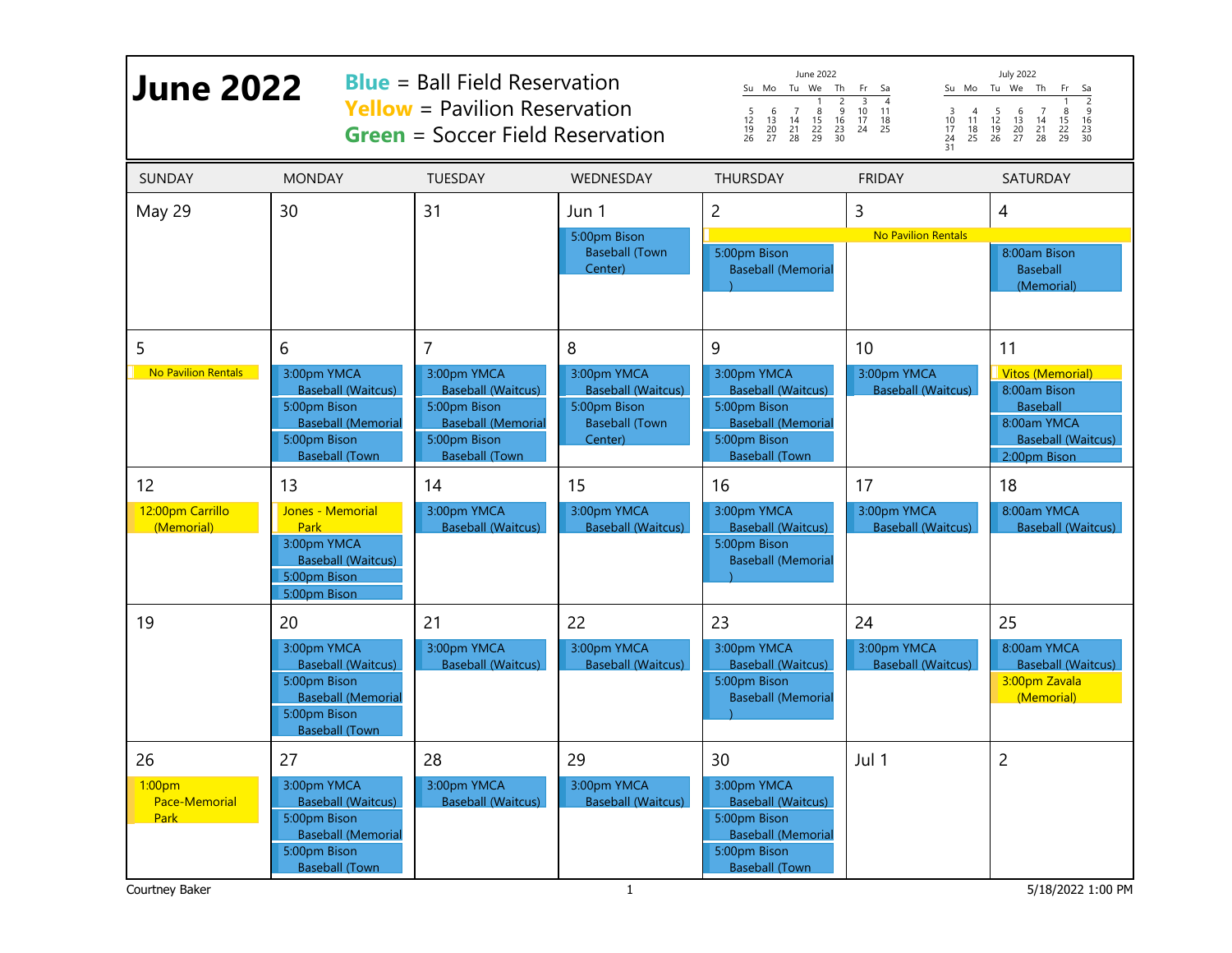# June 2022

**Blue** = Ball Field Reservation
**Yellow** = Pavilion Reservation
**Green** = Soccer Field Reservation

| June 2022 | | | | | | |
|---|---|---|---|---|---|---|
| Su | Mo | Tu | We | Th | Fr | Sa |
| | | | 1 | 2 | 3 | 4 |
| 5 | 6 | 7 | 8 | 9 | 10 | 11 |
| 12 | 13 | 14 | 15 | 16 | 17 | 18 |
| 19 | 20 | 21 | 22 | 23 | 24 | 25 |
| 26 | 27 | 28 | 29 | 30 | | |

| July 2022 | | | | | | |
|---|---|---|---|---|---|---|
| Su | Mo | Tu | We | Th | Fr | Sa |
| | | | | | 1 | 2 |
| 3 | 4 | 5 | 6 | 7 | 8 | 9 |
| 10 | 11 | 12 | 13 | 14 | 15 | 16 |
| 17 | 18 | 19 | 20 | 21 | 22 | 23 |
| 24 | 25 | 26 | 27 | 28 | 29 | 30 |
| 31 | | | | | | |

| SUNDAY | MONDAY | TUESDAY | WEDNESDAY | THURSDAY | FRIDAY | SATURDAY |
|---|---|---|---|---|---|---|
| May 29 | 30 | 31 | Jun 1<br>5:00pm Bison Baseball (Town Center) | 2<br>No Pavilion Rentals<br>5:00pm Bison Baseball (Memorial) | 3<br>No Pavilion Rentals | 4<br>No Pavilion Rentals<br>8:00am Bison Baseball (Memorial) |
| 5<br>No Pavilion Rentals | 6<br>3:00pm YMCA Baseball (Waitcus)<br>5:00pm Bison Baseball (Memorial<br>5:00pm Bison Baseball (Town | 7<br>3:00pm YMCA Baseball (Waitcus)<br>5:00pm Bison Baseball (Memorial<br>5:00pm Bison Baseball (Town | 8<br>3:00pm YMCA Baseball (Waitcus)<br>5:00pm Bison Baseball (Town Center) | 9<br>3:00pm YMCA Baseball (Waitcus)<br>5:00pm Bison Baseball (Memorial<br>5:00pm Bison Baseball (Town | 10<br>3:00pm YMCA Baseball (Waitcus) | 11<br>Vitos (Memorial)<br>8:00am Bison Baseball<br>8:00am YMCA Baseball (Waitcus)<br>2:00pm Bison |
| 12<br>12:00pm Carrillo (Memorial) | 13<br>Jones - Memorial Park<br>3:00pm YMCA Baseball (Waitcus)<br>5:00pm Bison<br>5:00pm Bison | 14<br>3:00pm YMCA Baseball (Waitcus) | 15<br>3:00pm YMCA Baseball (Waitcus) | 16<br>3:00pm YMCA Baseball (Waitcus)<br>5:00pm Bison Baseball (Memorial) | 17<br>3:00pm YMCA Baseball (Waitcus) | 18<br>8:00am YMCA Baseball (Waitcus) |
| 19 | 20<br>3:00pm YMCA Baseball (Waitcus)<br>5:00pm Bison Baseball (Memorial<br>5:00pm Bison Baseball (Town | 21<br>3:00pm YMCA Baseball (Waitcus) | 22<br>3:00pm YMCA Baseball (Waitcus) | 23<br>3:00pm YMCA Baseball (Waitcus)<br>5:00pm Bison Baseball (Memorial) | 24<br>3:00pm YMCA Baseball (Waitcus) | 25<br>8:00am YMCA Baseball (Waitcus)<br>3:00pm Zavala (Memorial) |
| 26<br>1:00pm Pace-Memorial Park | 27<br>3:00pm YMCA Baseball (Waitcus)<br>5:00pm Bison Baseball (Memorial<br>5:00pm Bison Baseball (Town | 28<br>3:00pm YMCA Baseball (Waitcus) | 29<br>3:00pm YMCA Baseball (Waitcus) | 30<br>3:00pm YMCA Baseball (Waitcus)<br>5:00pm Bison Baseball (Memorial<br>5:00pm Bison Baseball (Town | Jul 1 | 2 |

Courtney Baker 5/18/2022 1:00 PM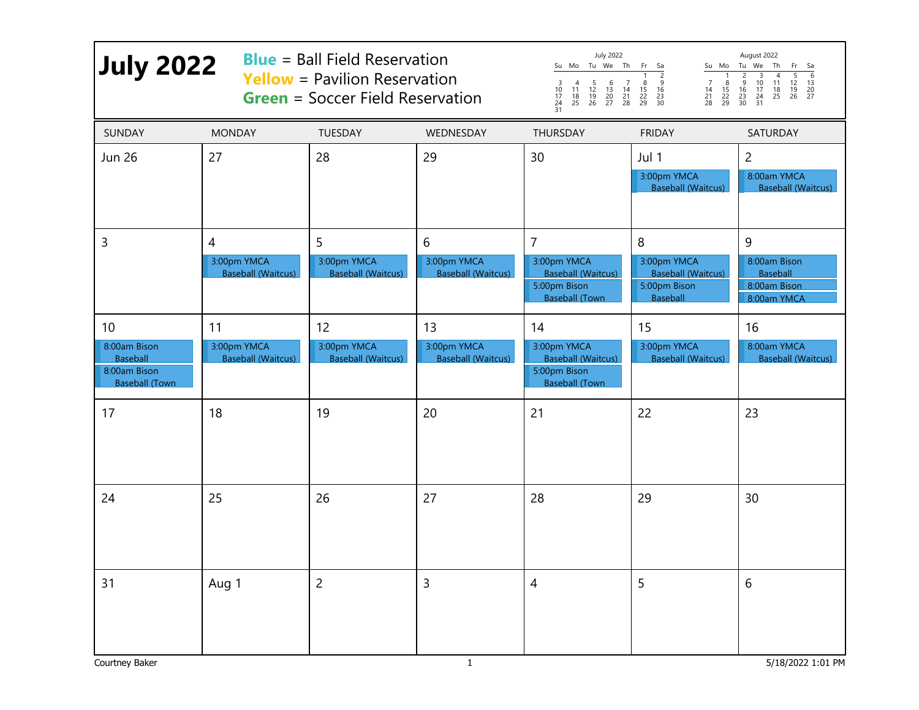# July 2022

**Blue** = Ball Field Reservation
**Yellow** = Pavilion Reservation
**Green** = Soccer Field Reservation

| SUNDAY | MONDAY | TUESDAY | WEDNESDAY | THURSDAY | FRIDAY | SATURDAY |
|---|---|---|---|---|---|---|
| Jun 26 | 27 | 28 | 29 | 30 | Jul 1<br>3:00pm YMCA Baseball (Waitcus) | 2<br>8:00am YMCA Baseball (Waitcus) |
| 3 | 4<br>3:00pm YMCA Baseball (Waitcus) | 5<br>3:00pm YMCA Baseball (Waitcus) | 6<br>3:00pm YMCA Baseball (Waitcus) | 7<br>3:00pm YMCA Baseball (Waitcus)<br>5:00pm Bison Baseball (Town | 8<br>3:00pm YMCA Baseball (Waitcus)<br>5:00pm Bison Baseball | 9<br>8:00am Bison Baseball<br>8:00am Bison<br>8:00am YMCA |
| 10<br>8:00am Bison Baseball<br>8:00am Bison Baseball (Town | 11<br>3:00pm YMCA Baseball (Waitcus) | 12<br>3:00pm YMCA Baseball (Waitcus) | 13<br>3:00pm YMCA Baseball (Waitcus) | 14<br>3:00pm YMCA Baseball (Waitcus)<br>5:00pm Bison Baseball (Town | 15<br>3:00pm YMCA Baseball (Waitcus) | 16<br>8:00am YMCA Baseball (Waitcus) |
| 17 | 18 | 19 | 20 | 21 | 22 | 23 |
| 24 | 25 | 26 | 27 | 28 | 29 | 30 |
| 31 | Aug 1 | 2 | 3 | 4 | 5 | 6 |

Courtney Baker | 5/18/2022 1:01 PM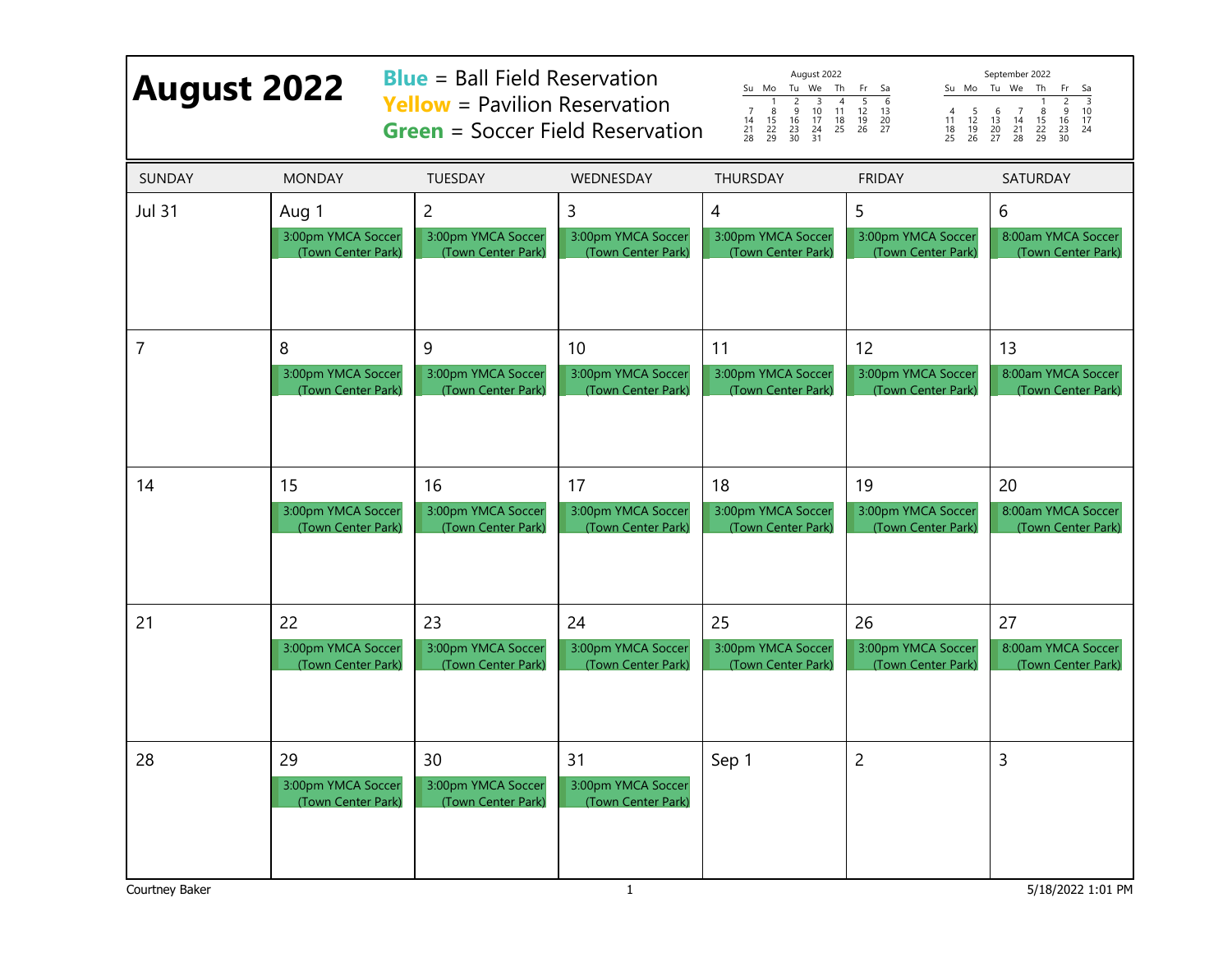# August 2022

**Blue** = Ball Field Reservation
**Yellow** = Pavilion Reservation
**Green** = Soccer Field Reservation

| August 2022 | | | | | | |
|---|---|---|---|---|---|---|
| Su | Mo | Tu | We | Th | Fr | Sa |
| | 1 | 2 | 3 | 4 | 5 | 6 |
| 7 | 8 | 9 | 10 | 11 | 12 | 13 |
| 14 | 15 | 16 | 17 | 18 | 19 | 20 |
| 21 | 22 | 23 | 24 | 25 | 26 | 27 |
| 28 | 29 | 30 | 31 | | | |

| September 2022 | | | | | | |
|---|---|---|---|---|---|---|
| Su | Mo | Tu | We | Th | Fr | Sa |
| | | | | 1 | 2 | 3 |
| 4 | 5 | 6 | 7 | 8 | 9 | 10 |
| 11 | 12 | 13 | 14 | 15 | 16 | 17 |
| 18 | 19 | 20 | 21 | 22 | 23 | 24 |
| 25 | 26 | 27 | 28 | 29 | 30 | |

| SUNDAY | MONDAY | TUESDAY | WEDNESDAY | THURSDAY | FRIDAY | SATURDAY |
|---|---|---|---|---|---|---|
| Jul 31 | Aug 1<br>3:00pm YMCA Soccer (Town Center Park) | 2<br>3:00pm YMCA Soccer (Town Center Park) | 3<br>3:00pm YMCA Soccer (Town Center Park) | 4<br>3:00pm YMCA Soccer (Town Center Park) | 5<br>3:00pm YMCA Soccer (Town Center Park) | 6<br>8:00am YMCA Soccer (Town Center Park) |
| 7 | 8<br>3:00pm YMCA Soccer (Town Center Park) | 9<br>3:00pm YMCA Soccer (Town Center Park) | 10<br>3:00pm YMCA Soccer (Town Center Park) | 11<br>3:00pm YMCA Soccer (Town Center Park) | 12<br>3:00pm YMCA Soccer (Town Center Park) | 13<br>8:00am YMCA Soccer (Town Center Park) |
| 14 | 15<br>3:00pm YMCA Soccer (Town Center Park) | 16<br>3:00pm YMCA Soccer (Town Center Park) | 17<br>3:00pm YMCA Soccer (Town Center Park) | 18<br>3:00pm YMCA Soccer (Town Center Park) | 19<br>3:00pm YMCA Soccer (Town Center Park) | 20<br>8:00am YMCA Soccer (Town Center Park) |
| 21 | 22<br>3:00pm YMCA Soccer (Town Center Park) | 23<br>3:00pm YMCA Soccer (Town Center Park) | 24<br>3:00pm YMCA Soccer (Town Center Park) | 25<br>3:00pm YMCA Soccer (Town Center Park) | 26<br>3:00pm YMCA Soccer (Town Center Park) | 27<br>8:00am YMCA Soccer (Town Center Park) |
| 28 | 29<br>3:00pm YMCA Soccer (Town Center Park) | 30<br>3:00pm YMCA Soccer (Town Center Park) | 31<br>3:00pm YMCA Soccer (Town Center Park) | Sep 1 | 2 | 3 |

Courtney Baker 5/18/2022 1:01 PM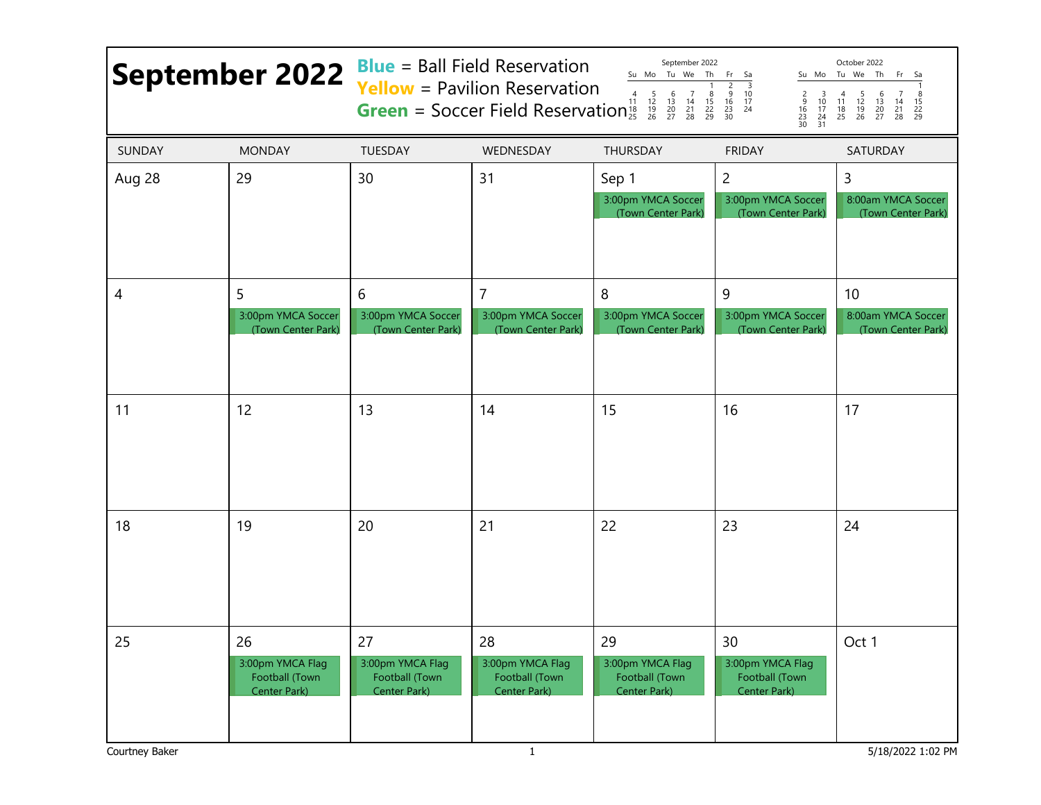# September 2022

**Blue** = Ball Field Reservation
**Yellow** = Pavilion Reservation
**Green** = Soccer Field Reservation

September 2022

| Su | Mo | Tu | We | Th | Fr | Sa |
|---|---|---|---|---|---|---|
| | | | | 1 | 2 | 3 |
| 4 | 5 | 6 | 7 | 8 | 9 | 10 |
| 11 | 12 | 13 | 14 | 15 | 16 | 17 |
| 18 | 19 | 20 | 21 | 22 | 23 | 24 |
| 25 | 26 | 27 | 28 | 29 | 30 | |

October 2022

| Su | Mo | Tu | We | Th | Fr | Sa |
|---|---|---|---|---|---|---|
| | | | | | | 1 |
| 2 | 3 | 4 | 5 | 6 | 7 | 8 |
| 9 | 10 | 11 | 12 | 13 | 14 | 15 |
| 16 | 17 | 18 | 19 | 20 | 21 | 22 |
| 23 | 24 | 25 | 26 | 27 | 28 | 29 |
| 30 | 31 | | | | | |

| SUNDAY | MONDAY | TUESDAY | WEDNESDAY | THURSDAY | FRIDAY | SATURDAY |
|---|---|---|---|---|---|---|
| Aug 28 | 29 | 30 | 31 | Sep 1<br>3:00pm YMCA Soccer (Town Center Park) | 2<br>3:00pm YMCA Soccer (Town Center Park) | 3<br>8:00am YMCA Soccer (Town Center Park) |
| 4 | 5<br>3:00pm YMCA Soccer (Town Center Park) | 6<br>3:00pm YMCA Soccer (Town Center Park) | 7<br>3:00pm YMCA Soccer (Town Center Park) | 8<br>3:00pm YMCA Soccer (Town Center Park) | 9<br>3:00pm YMCA Soccer (Town Center Park) | 10<br>8:00am YMCA Soccer (Town Center Park) |
| 11 | 12 | 13 | 14 | 15 | 16 | 17 |
| 18 | 19 | 20 | 21 | 22 | 23 | 24 |
| 25 | 26<br>3:00pm YMCA Flag Football (Town Center Park) | 27<br>3:00pm YMCA Flag Football (Town Center Park) | 28<br>3:00pm YMCA Flag Football (Town Center Park) | 29<br>3:00pm YMCA Flag Football (Town Center Park) | 30<br>3:00pm YMCA Flag Football (Town Center Park) | Oct 1 |

Courtney Baker 5/18/2022 1:02 PM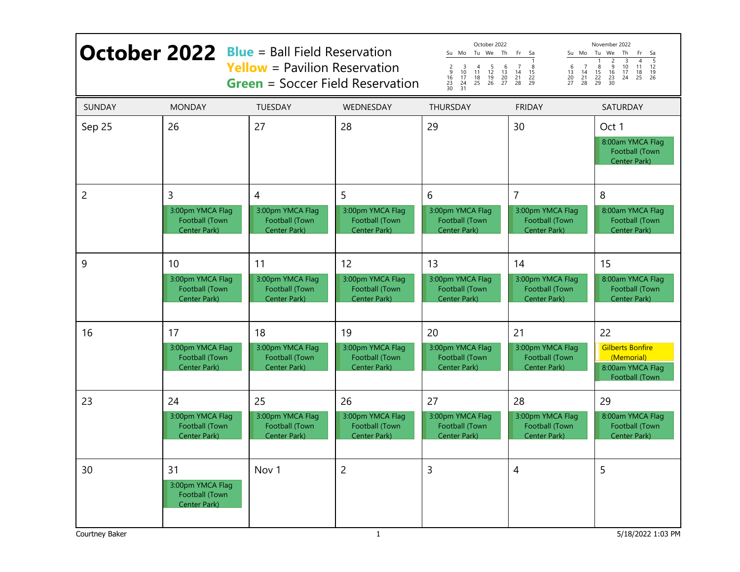# October 2022

**Blue** = Ball Field Reservation
**Yellow** = Pavilion Reservation
**Green** = Soccer Field Reservation

| SUNDAY | MONDAY | TUESDAY | WEDNESDAY | THURSDAY | FRIDAY | SATURDAY |
|---|---|---|---|---|---|---|
| Sep 25 | 26 | 27 | 28 | 29 | 30 | Oct 1<br>8:00am YMCA Flag Football (Town Center Park) |
| 2 | 3<br>3:00pm YMCA Flag Football (Town Center Park) | 4<br>3:00pm YMCA Flag Football (Town Center Park) | 5<br>3:00pm YMCA Flag Football (Town Center Park) | 6<br>3:00pm YMCA Flag Football (Town Center Park) | 7<br>3:00pm YMCA Flag Football (Town Center Park) | 8<br>8:00am YMCA Flag Football (Town Center Park) |
| 9 | 10<br>3:00pm YMCA Flag Football (Town Center Park) | 11<br>3:00pm YMCA Flag Football (Town Center Park) | 12<br>3:00pm YMCA Flag Football (Town Center Park) | 13<br>3:00pm YMCA Flag Football (Town Center Park) | 14<br>3:00pm YMCA Flag Football (Town Center Park) | 15<br>8:00am YMCA Flag Football (Town Center Park) |
| 16 | 17<br>3:00pm YMCA Flag Football (Town Center Park) | 18<br>3:00pm YMCA Flag Football (Town Center Park) | 19<br>3:00pm YMCA Flag Football (Town Center Park) | 20<br>3:00pm YMCA Flag Football (Town Center Park) | 21<br>3:00pm YMCA Flag Football (Town Center Park) | 22<br>Gilberts Bonfire (Memorial)<br>8:00am YMCA Flag Football (Town |
| 23 | 24<br>3:00pm YMCA Flag Football (Town Center Park) | 25<br>3:00pm YMCA Flag Football (Town Center Park) | 26<br>3:00pm YMCA Flag Football (Town Center Park) | 27<br>3:00pm YMCA Flag Football (Town Center Park) | 28<br>3:00pm YMCA Flag Football (Town Center Park) | 29<br>8:00am YMCA Flag Football (Town Center Park) |
| 30 | 31<br>3:00pm YMCA Flag Football (Town Center Park) | Nov 1 | 2 | 3 | 4 | 5 |

Courtney Baker

5/18/2022 1:03 PM